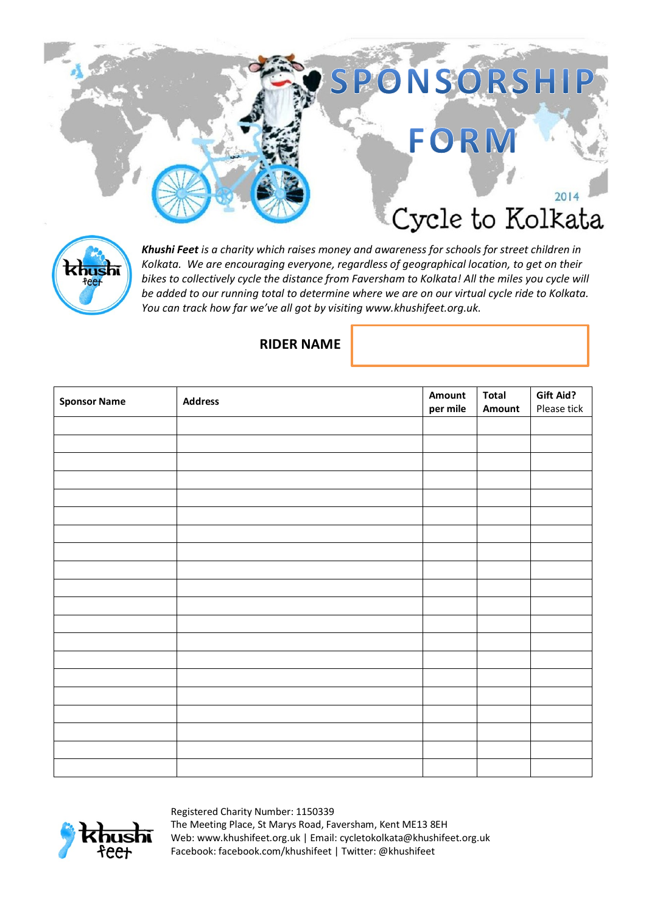# SPONSORSHIP FORM

2014

## Cycle to Kolkata

***Khushi Feet** is a charity which raises money and awareness for schools for street children in Kolkata. We are encouraging everyone, regardless of geographical location, to get on their bikes to collectively cycle the distance from Faversham to Kolkata! All the miles you cycle will be added to our running total to determine where we are on our virtual cycle ride to Kolkata. You can track how far we've all got by visiting www.khushifeet.org.uk.*

**RIDER NAME**

| **Sponsor Name** | **Address** | **Amount per mile** | **Total Amount** | **Gift Aid?** Please tick |
|---|---|---|---|---|
| | | | | |
| | | | | |
| | | | | |
| | | | | |
| | | | | |
| | | | | |
| | | | | |
| | | | | |
| | | | | |
| | | | | |
| | | | | |
| | | | | |
| | | | | |
| | | | | |
| | | | | |
| | | | | |
| | | | | |
| | | | | |
| | | | | |
| | | | | |

Registered Charity Number: 1150339
The Meeting Place, St Marys Road, Faversham, Kent ME13 8EH
Web: www.khushifeet.org.uk | Email: cycletokolkata@khushifeet.org.uk
Facebook: facebook.com/khushifeet | Twitter: @khushifeet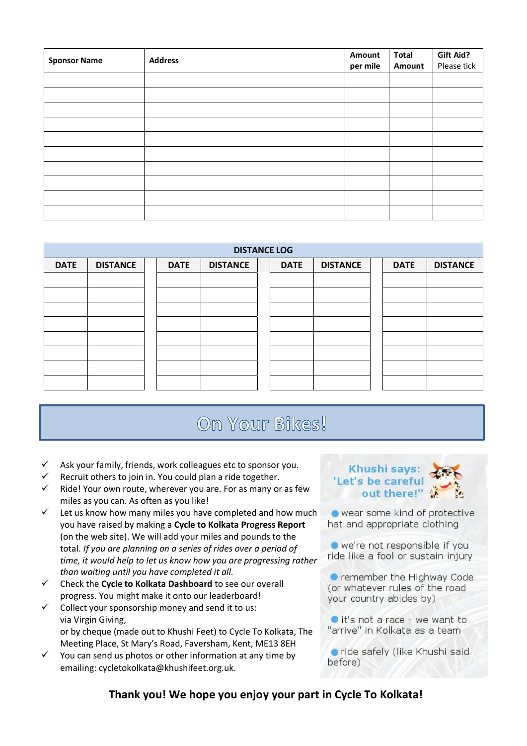| Sponsor Name | Address | Amount per mile | Total Amount | Gift Aid? Please tick |
|---|---|---|---|---|
| | | | | |
| | | | | |
| | | | | |
| | | | | |
| | | | | |
| | | | | |
| | | | | |
| | | | | |
| | | | | |
| | | | | |

| DISTANCE LOG | | | | | | | |
|---|---|---|---|---|---|---|---|
| DATE | DISTANCE | DATE | DISTANCE | DATE | DISTANCE | DATE | DISTANCE |
| | | | | | | | |
| | | | | | | | |
| | | | | | | | |
| | | | | | | | |
| | | | | | | | |
| | | | | | | | |
| | | | | | | | |
| | | | | | | | |

# On Your Bikes!

- ✓ Ask your family, friends, work colleagues etc to sponsor you.
- ✓ Recruit others to join in. You could plan a ride together.
- ✓ Ride! Your own route, wherever you are. For as many or as few miles as you can. As often as you like!
- ✓ Let us know how many miles you have completed and how much you have raised by making a **Cycle to Kolkata Progress Report** (on the web site). We will add your miles and pounds to the total. *If you are planning on a series of rides over a period of time, it would help to let us know how you are progressing rather than waiting until you have completed it all.*
- ✓ Check the **Cycle to Kolkata Dashboard** to see our overall progress. You might make it onto our leaderboard!
- ✓ Collect your sponsorship money and send it to us:
  via Virgin Giving,
  or by cheque (made out to Khushi Feet) to Cycle To Kolkata, The Meeting Place, St Mary's Road, Faversham, Kent, ME13 8EH
- ✓ You can send us photos or other information at any time by emailing: cycletokolkata@khushifeet.org.uk.

**Khushi says: 'Let's be careful out there!"**

- wear some kind of protective hat and appropriate clothing
- we're not responsible if you ride like a fool or sustain injury
- remember the Highway Code (or whatever rules of the road your country abides by)
- it's not a race - we want to "arrive" in Kolkata as a team
- ride safely (like Khushi said before)

**Thank you! We hope you enjoy your part in Cycle To Kolkata!**